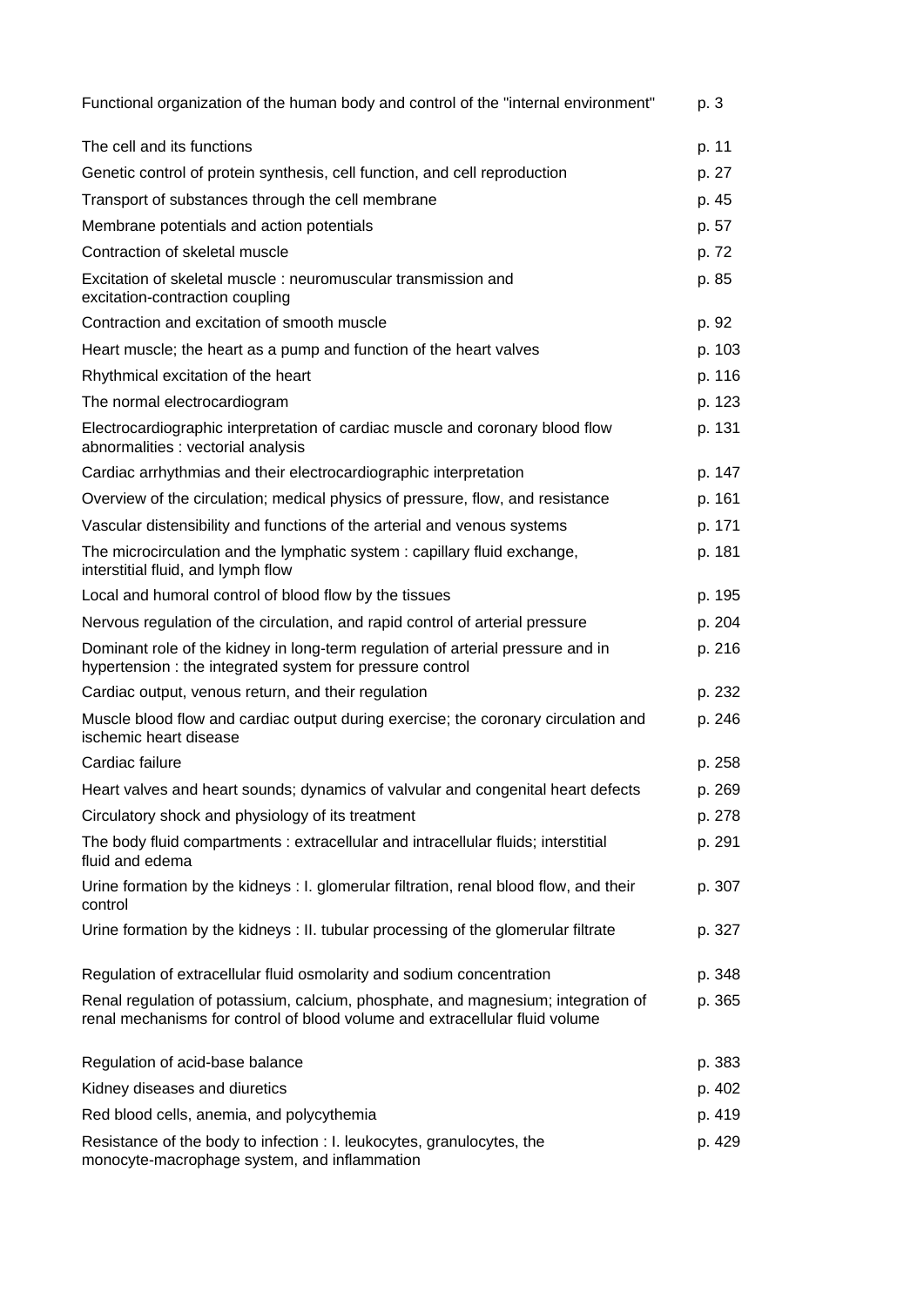| | |
|---|---|
| Functional organization of the human body and control of the "internal environment" | p. 3 |
| The cell and its functions | p. 11 |
| Genetic control of protein synthesis, cell function, and cell reproduction | p. 27 |
| Transport of substances through the cell membrane | p. 45 |
| Membrane potentials and action potentials | p. 57 |
| Contraction of skeletal muscle | p. 72 |
| Excitation of skeletal muscle : neuromuscular transmission and excitation-contraction coupling | p. 85 |
| Contraction and excitation of smooth muscle | p. 92 |
| Heart muscle; the heart as a pump and function of the heart valves | p. 103 |
| Rhythmical excitation of the heart | p. 116 |
| The normal electrocardiogram | p. 123 |
| Electrocardiographic interpretation of cardiac muscle and coronary blood flow abnormalities : vectorial analysis | p. 131 |
| Cardiac arrhythmias and their electrocardiographic interpretation | p. 147 |
| Overview of the circulation; medical physics of pressure, flow, and resistance | p. 161 |
| Vascular distensibility and functions of the arterial and venous systems | p. 171 |
| The microcirculation and the lymphatic system : capillary fluid exchange, interstitial fluid, and lymph flow | p. 181 |
| Local and humoral control of blood flow by the tissues | p. 195 |
| Nervous regulation of the circulation, and rapid control of arterial pressure | p. 204 |
| Dominant role of the kidney in long-term regulation of arterial pressure and in hypertension : the integrated system for pressure control | p. 216 |
| Cardiac output, venous return, and their regulation | p. 232 |
| Muscle blood flow and cardiac output during exercise; the coronary circulation and ischemic heart disease | p. 246 |
| Cardiac failure | p. 258 |
| Heart valves and heart sounds; dynamics of valvular and congenital heart defects | p. 269 |
| Circulatory shock and physiology of its treatment | p. 278 |
| The body fluid compartments : extracellular and intracellular fluids; interstitial fluid and edema | p. 291 |
| Urine formation by the kidneys : I. glomerular filtration, renal blood flow, and their control | p. 307 |
| Urine formation by the kidneys : II. tubular processing of the glomerular filtrate | p. 327 |
| Regulation of extracellular fluid osmolarity and sodium concentration | p. 348 |
| Renal regulation of potassium, calcium, phosphate, and magnesium; integration of renal mechanisms for control of blood volume and extracellular fluid volume | p. 365 |
| Regulation of acid-base balance | p. 383 |
| Kidney diseases and diuretics | p. 402 |
| Red blood cells, anemia, and polycythemia | p. 419 |
| Resistance of the body to infection : I. leukocytes, granulocytes, the monocyte-macrophage system, and inflammation | p. 429 |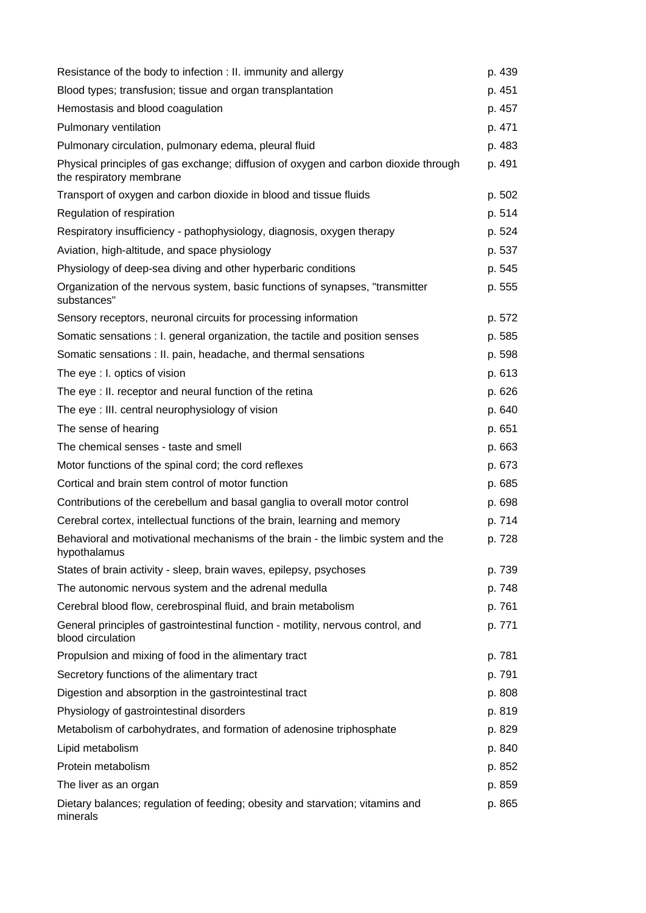| | |
|---|---|
| Resistance of the body to infection : II. immunity and allergy | p. 439 |
| Blood types; transfusion; tissue and organ transplantation | p. 451 |
| Hemostasis and blood coagulation | p. 457 |
| Pulmonary ventilation | p. 471 |
| Pulmonary circulation, pulmonary edema, pleural fluid | p. 483 |
| Physical principles of gas exchange; diffusion of oxygen and carbon dioxide through the respiratory membrane | p. 491 |
| Transport of oxygen and carbon dioxide in blood and tissue fluids | p. 502 |
| Regulation of respiration | p. 514 |
| Respiratory insufficiency - pathophysiology, diagnosis, oxygen therapy | p. 524 |
| Aviation, high-altitude, and space physiology | p. 537 |
| Physiology of deep-sea diving and other hyperbaric conditions | p. 545 |
| Organization of the nervous system, basic functions of synapses, "transmitter substances" | p. 555 |
| Sensory receptors, neuronal circuits for processing information | p. 572 |
| Somatic sensations : I. general organization, the tactile and position senses | p. 585 |
| Somatic sensations : II. pain, headache, and thermal sensations | p. 598 |
| The eye : I. optics of vision | p. 613 |
| The eye : II. receptor and neural function of the retina | p. 626 |
| The eye : III. central neurophysiology of vision | p. 640 |
| The sense of hearing | p. 651 |
| The chemical senses - taste and smell | p. 663 |
| Motor functions of the spinal cord; the cord reflexes | p. 673 |
| Cortical and brain stem control of motor function | p. 685 |
| Contributions of the cerebellum and basal ganglia to overall motor control | p. 698 |
| Cerebral cortex, intellectual functions of the brain, learning and memory | p. 714 |
| Behavioral and motivational mechanisms of the brain - the limbic system and the hypothalamus | p. 728 |
| States of brain activity - sleep, brain waves, epilepsy, psychoses | p. 739 |
| The autonomic nervous system and the adrenal medulla | p. 748 |
| Cerebral blood flow, cerebrospinal fluid, and brain metabolism | p. 761 |
| General principles of gastrointestinal function - motility, nervous control, and blood circulation | p. 771 |
| Propulsion and mixing of food in the alimentary tract | p. 781 |
| Secretory functions of the alimentary tract | p. 791 |
| Digestion and absorption in the gastrointestinal tract | p. 808 |
| Physiology of gastrointestinal disorders | p. 819 |
| Metabolism of carbohydrates, and formation of adenosine triphosphate | p. 829 |
| Lipid metabolism | p. 840 |
| Protein metabolism | p. 852 |
| The liver as an organ | p. 859 |
| Dietary balances; regulation of feeding; obesity and starvation; vitamins and minerals | p. 865 |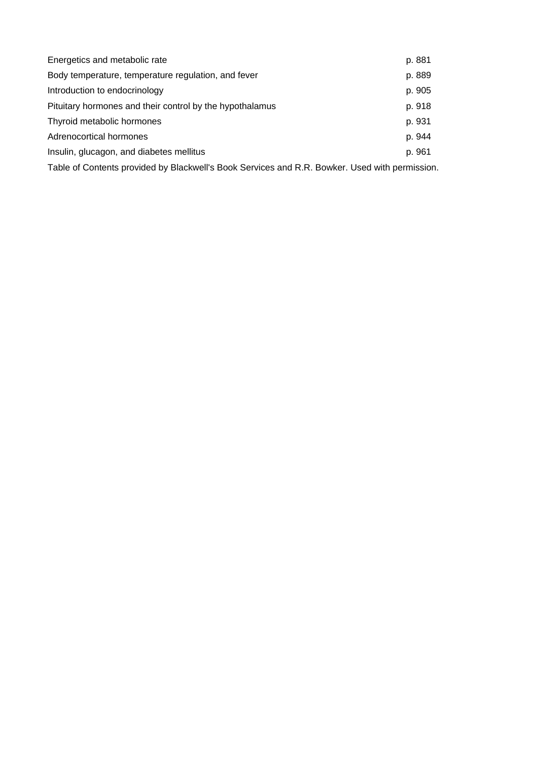| | |
|---|---|
| Energetics and metabolic rate | p. 881 |
| Body temperature, temperature regulation, and fever | p. 889 |
| Introduction to endocrinology | p. 905 |
| Pituitary hormones and their control by the hypothalamus | p. 918 |
| Thyroid metabolic hormones | p. 931 |
| Adrenocortical hormones | p. 944 |
| Insulin, glucagon, and diabetes mellitus | p. 961 |

Table of Contents provided by Blackwell's Book Services and R.R. Bowker. Used with permission.